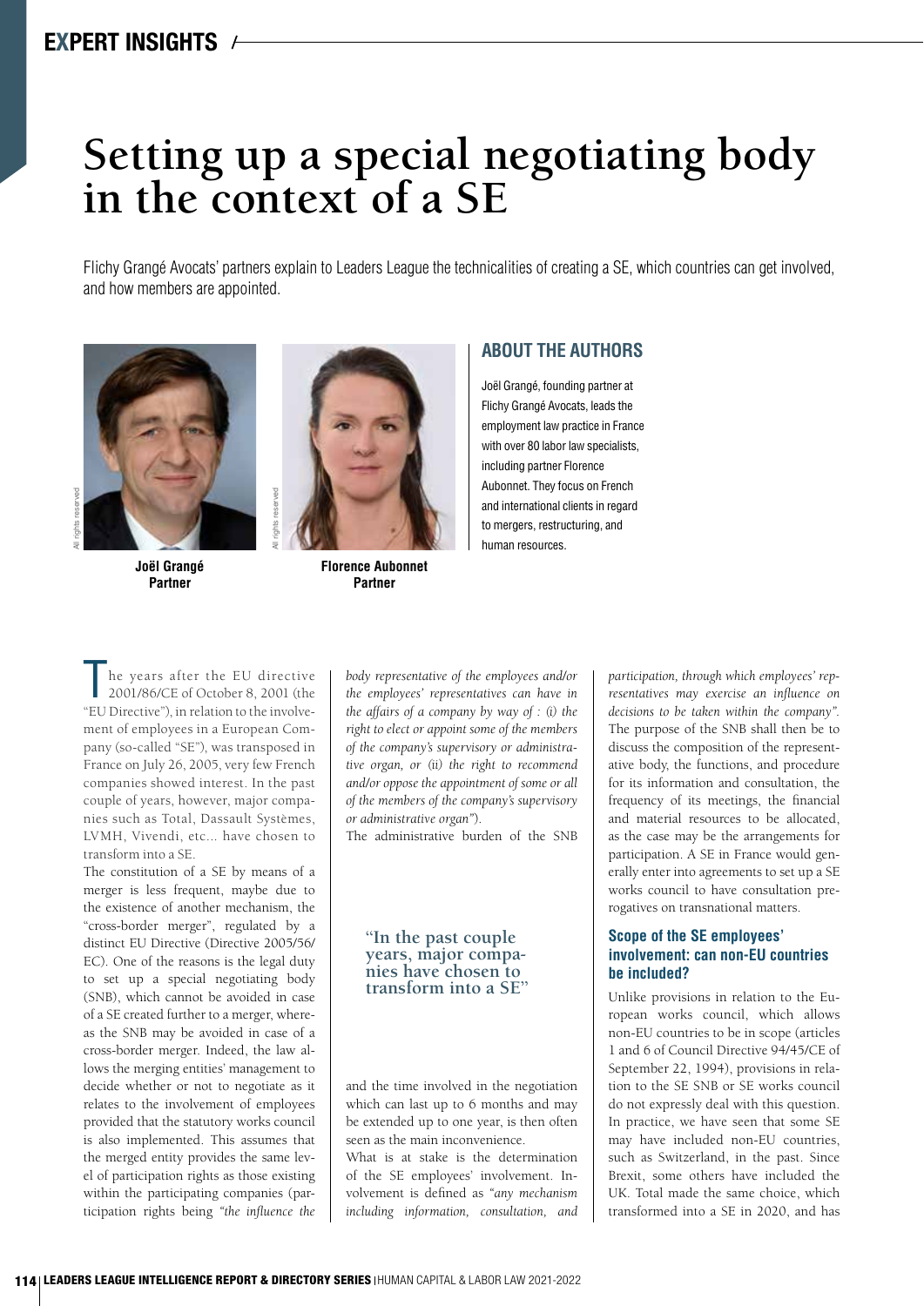EXPERT INSIGHTS

# Setting up a special negotiating body in the context of a SE

Flichy Grangé Avocats' partners explain to Leaders League the technicalities of creating a SE, which countries can get involved, and how members are appointed.

**Joël Grangé**
**Partner**

**Florence Aubonnet**
**Partner**

## ABOUT THE AUTHORS

Joël Grangé, founding partner at Flichy Grangé Avocats, leads the employment law practice in France with over 80 labor law specialists, including partner Florence Aubonnet. They focus on French and international clients in regard to mergers, restructuring, and human resources.

The years after the EU directive 2001/86/CE of October 8, 2001 (the "EU Directive"), in relation to the involvement of employees in a European Company (so-called "SE"), was transposed in France on July 26, 2005, very few French companies showed interest. In the past couple of years, however, major companies such as Total, Dassault Systèmes, LVMH, Vivendi, etc... have chosen to transform into a SE.

The constitution of a SE by means of a merger is less frequent, maybe due to the existence of another mechanism, the "cross-border merger", regulated by a distinct EU Directive (Directive 2005/56/EC). One of the reasons is the legal duty to set up a special negotiating body (SNB), which cannot be avoided in case of a SE created further to a merger, whereas the SNB may be avoided in case of a cross-border merger. Indeed, the law allows the merging entities' management to decide whether or not to negotiate as it relates to the involvement of employees provided that the statutory works council is also implemented. This assumes that the merged entity provides the same level of participation rights as those existing within the participating companies (participation rights being *"the influence the body representative of the employees and/or the employees' representatives can have in the affairs of a company by way of : (i) the right to elect or appoint some of the members of the company's supervisory or administrative organ, or (ii) the right to recommend and/or oppose the appointment of some or all of the members of the company's supervisory or administrative organ"*).

The administrative burden of the SNB and the time involved in the negotiation which can last up to 6 months and may be extended up to one year, is then often seen as the main inconvenience.

> "In the past couple years, major companies have chosen to transform into a SE"

What is at stake is the determination of the SE employees' involvement. Involvement is defined as *"any mechanism including information, consultation, and participation, through which employees' representatives may exercise an influence on decisions to be taken within the company"*. The purpose of the SNB shall then be to discuss the composition of the representative body, the functions, and procedure for its information and consultation, the frequency of its meetings, the financial and material resources to be allocated, as the case may be the arrangements for participation. A SE in France would generally enter into agreements to set up a SE works council to have consultation prerogatives on transnational matters.

### Scope of the SE employees' involvement: can non-EU countries be included?

Unlike provisions in relation to the European works council, which allows non-EU countries to be in scope (articles 1 and 6 of Council Directive 94/45/CE of September 22, 1994), provisions in relation to the SE SNB or SE works council do not expressly deal with this question. In practice, we have seen that some SE may have included non-EU countries, such as Switzerland, in the past. Since Brexit, some others have included the UK. Total made the same choice, which transformed into a SE in 2020, and has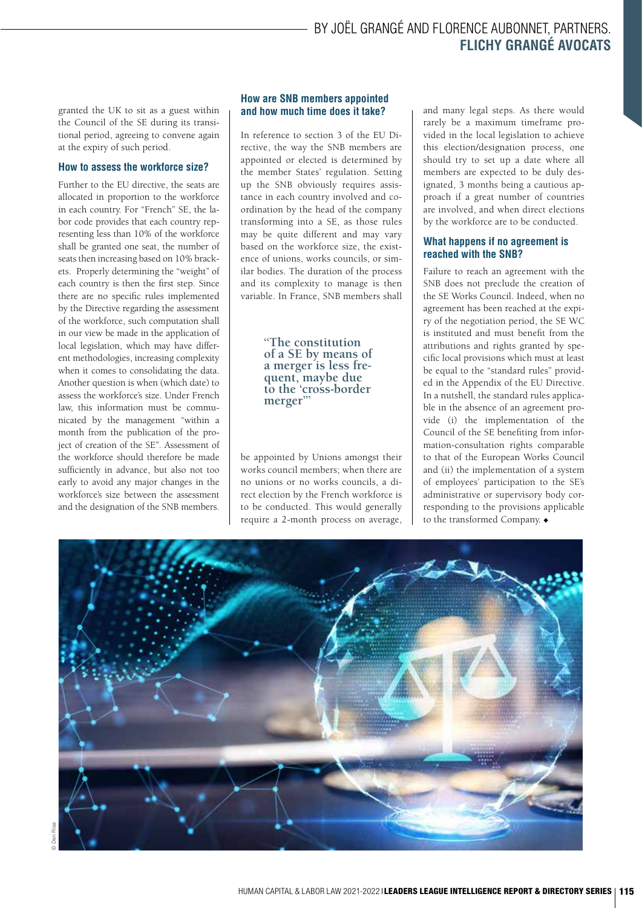granted the UK to sit as a guest within the Council of the SE during its transitional period, agreeing to convene again at the expiry of such period.

### How to assess the workforce size?

Further to the EU directive, the seats are allocated in proportion to the workforce in each country. For "French" SE, the labor code provides that each country representing less than 10% of the workforce shall be granted one seat, the number of seats then increasing based on 10% brackets. Properly determining the "weight" of each country is then the first step. Since there are no specific rules implemented by the Directive regarding the assessment of the workforce, such computation shall in our view be made in the application of local legislation, which may have different methodologies, increasing complexity when it comes to consolidating the data. Another question is when (which date) to assess the workforce's size. Under French law, this information must be communicated by the management "within a month from the publication of the project of creation of the SE". Assessment of the workforce should therefore be made sufficiently in advance, but also not too early to avoid any major changes in the workforce's size between the assessment and the designation of the SNB members.

### How are SNB members appointed and how much time does it take?

In reference to section 3 of the EU Directive, the way the SNB members are appointed or elected is determined by the member States' regulation. Setting up the SNB obviously requires assistance in each country involved and coordination by the head of the company transforming into a SE, as those rules may be quite different and may vary based on the workforce size, the existence of unions, works councils, or similar bodies. The duration of the process and its complexity to manage is then variable. In France, SNB members shall be appointed by Unions amongst their works council members; when there are no unions or no works councils, a direct election by the French workforce is to be conducted. This would generally require a 2-month process on average, and many legal steps. As there would rarely be a maximum timeframe provided in the local legislation to achieve this election/designation process, one should try to set up a date where all members are expected to be duly designated, 3 months being a cautious approach if a great number of countries are involved, and when direct elections by the workforce are to be conducted.

> "The constitution of a SE by means of a merger is less frequent, maybe due to the 'cross-border merger'"

### What happens if no agreement is reached with the SNB?

Failure to reach an agreement with the SNB does not preclude the creation of the SE Works Council. Indeed, when no agreement has been reached at the expiry of the negotiation period, the SE WC is instituted and must benefit from the attributions and rights granted by specific local provisions which must at least be equal to the "standard rules" provided in the Appendix of the EU Directive. In a nutshell, the standard rules applicable in the absence of an agreement provide (i) the implementation of the Council of the SE benefiting from information-consultation rights comparable to that of the European Works Council and (ii) the implementation of a system of employees' participation to the SE's administrative or supervisory body corresponding to the provisions applicable to the transformed Company. ◆

© Den Rise